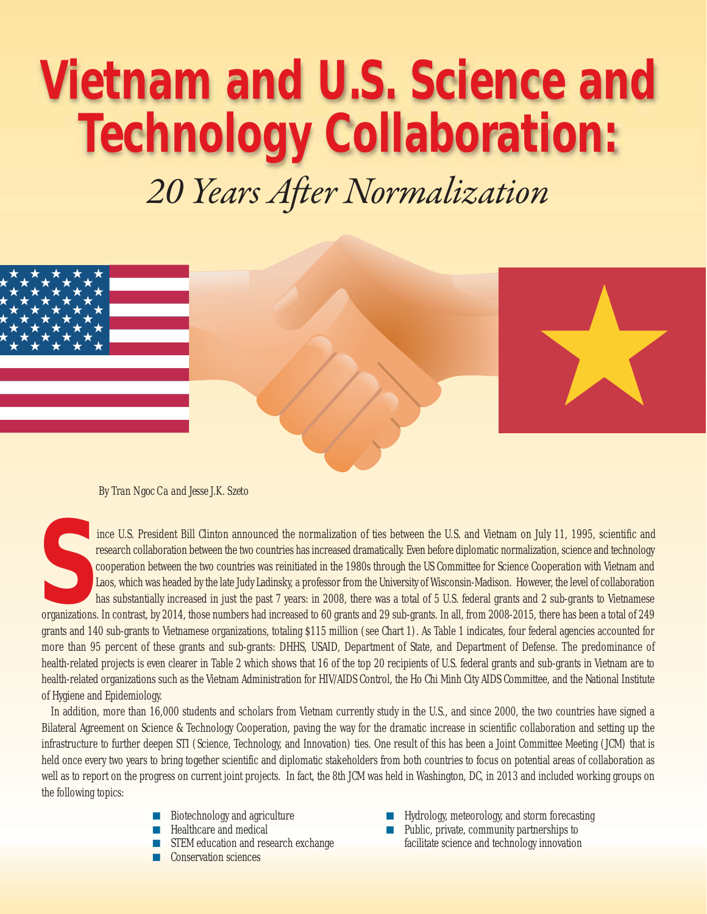# Vietnam and U.S. Science and Technology Collaboration:

## *20 Years After Normalization*

By Tran Ngoc Ca and Jesse J.K. Szeto

Since U.S. President Bill Clinton announced the normalization of ties between the U.S. and Vietnam on July 11, 1995, scientific and research collaboration between the two countries has increased dramatically. Even before diplomatic normalization, science and technology cooperation between the two countries was reinitiated in the 1980s through the US Committee for Science Cooperation with Vietnam and Laos, which was headed by the late Judy Ladinsky, a professor from the University of Wisconsin-Madison. However, the level of collaboration has substantially increased in just the past 7 years: in 2008, there was a total of 5 U.S. federal grants and 2 sub-grants to Vietnamese organizations. In contrast, by 2014, those numbers had increased to 60 grants and 29 sub-grants. In all, from 2008-2015, there has been a total of 249 grants and 140 sub-grants to Vietnamese organizations, totaling $115 million (see Chart 1). As Table 1 indicates, four federal agencies accounted for more than 95 percent of these grants and sub-grants: DHHS, USAID, Department of State, and Department of Defense. The predominance of health-related projects is even clearer in Table 2 which shows that 16 of the top 20 recipients of U.S. federal grants and sub-grants in Vietnam are to health-related organizations such as the Vietnam Administration for HIV/AIDS Control, the Ho Chi Minh City AIDS Committee, and the National Institute of Hygiene and Epidemiology.

In addition, more than 16,000 students and scholars from Vietnam currently study in the U.S., and since 2000, the two countries have signed a Bilateral Agreement on Science & Technology Cooperation, paving the way for the dramatic increase in scientific collaboration and setting up the infrastructure to further deepen STI (Science, Technology, and Innovation) ties. One result of this has been a Joint Committee Meeting (JCM) that is held once every two years to bring together scientific and diplomatic stakeholders from both countries to focus on potential areas of collaboration as well as to report on the progress on current joint projects. In fact, the 8th JCM was held in Washington, DC, in 2013 and included working groups on the following topics:

- Biotechnology and agriculture
- Healthcare and medical
- STEM education and research exchange
- Conservation sciences
- Hydrology, meteorology, and storm forecasting
- Public, private, community partnerships to facilitate science and technology innovation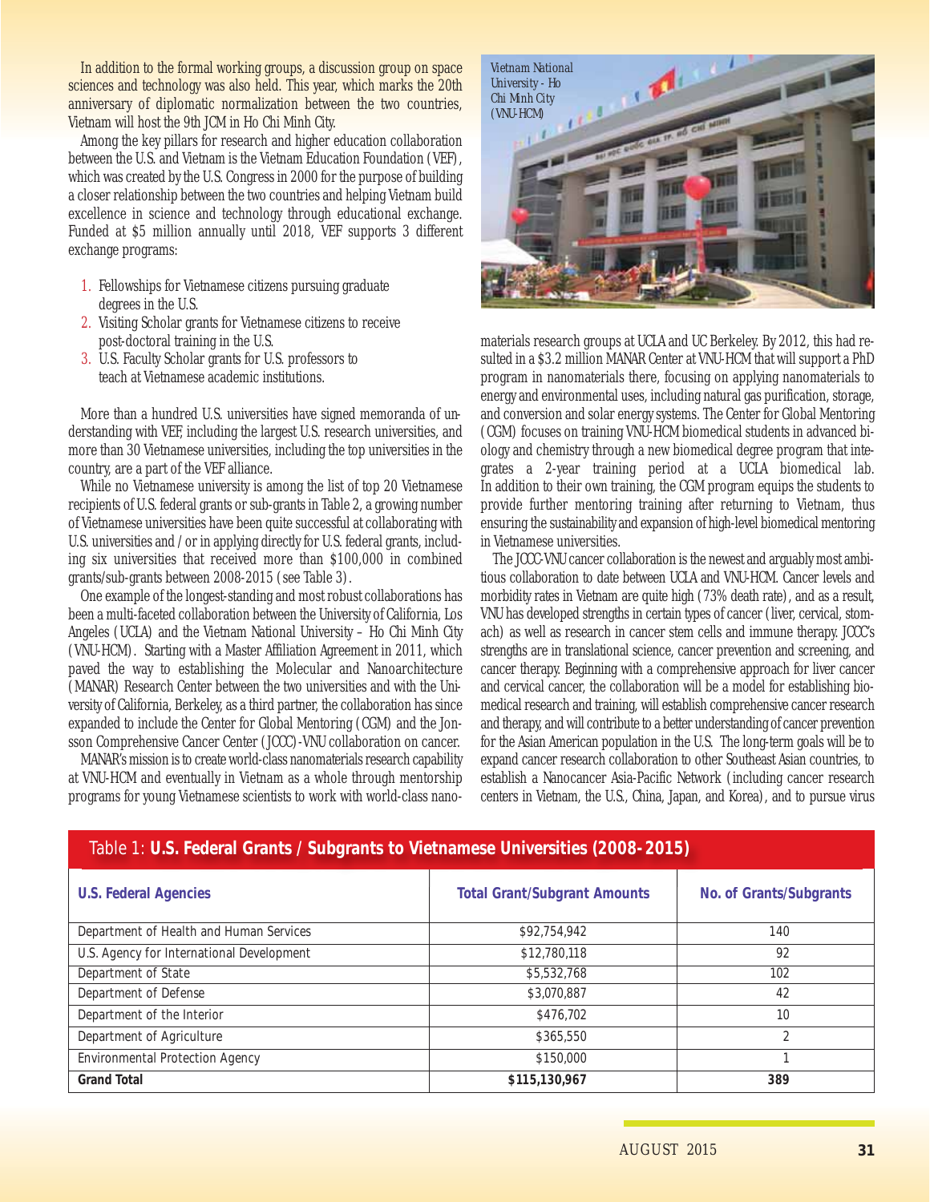In addition to the formal working groups, a discussion group on space sciences and technology was also held. This year, which marks the 20th anniversary of diplomatic normalization between the two countries, Vietnam will host the 9th JCM in Ho Chi Minh City.

Among the key pillars for research and higher education collaboration between the U.S. and Vietnam is the Vietnam Education Foundation (VEF), which was created by the U.S. Congress in 2000 for the purpose of building a closer relationship between the two countries and helping Vietnam build excellence in science and technology through educational exchange. Funded at $5 million annually until 2018, VEF supports 3 different exchange programs:

1. Fellowships for Vietnamese citizens pursuing graduate degrees in the U.S.
2. Visiting Scholar grants for Vietnamese citizens to receive post-doctoral training in the U.S.
3. U.S. Faculty Scholar grants for U.S. professors to teach at Vietnamese academic institutions.

More than a hundred U.S. universities have signed memoranda of understanding with VEF, including the largest U.S. research universities, and more than 30 Vietnamese universities, including the top universities in the country, are a part of the VEF alliance.

While no Vietnamese university is among the list of top 20 Vietnamese recipients of U.S. federal grants or sub-grants in Table 2, a growing number of Vietnamese universities have been quite successful at collaborating with U.S. universities and / or in applying directly for U.S. federal grants, including six universities that received more than $100,000 in combined grants/sub-grants between 2008-2015 (see Table 3).

One example of the longest-standing and most robust collaborations has been a multi-faceted collaboration between the University of California, Los Angeles (UCLA) and the Vietnam National University – Ho Chi Minh City (VNU-HCM). Starting with a Master Affiliation Agreement in 2011, which paved the way to establishing the Molecular and Nanoarchitecture (MANAR) Research Center between the two universities and with the University of California, Berkeley, as a third partner, the collaboration has since expanded to include the Center for Global Mentoring (CGM) and the Jonsson Comprehensive Cancer Center (JCCC)-VNU collaboration on cancer.

MANAR's mission is to create world-class nanomaterials research capability at VNU-HCM and eventually in Vietnam as a whole through mentorship programs for young Vietnamese scientists to work with world-class nanomaterials research groups at UCLA and UC Berkeley. By 2012, this had resulted in a $3.2 million MANAR Center at VNU-HCM that will support a PhD program in nanomaterials there, focusing on applying nanomaterials to energy and environmental uses, including natural gas purification, storage, and conversion and solar energy systems. The Center for Global Mentoring (CGM) focuses on training VNU-HCM biomedical students in advanced biology and chemistry through a new biomedical degree program that integrates a 2-year training period at a UCLA biomedical lab. In addition to their own training, the CGM program equips the students to provide further mentoring training after returning to Vietnam, thus ensuring the sustainability and expansion of high-level biomedical mentoring in Vietnamese universities.

Vietnam National University - Ho Chi Minh City (VNU-HCM)

The JCCC-VNU cancer collaboration is the newest and arguably most ambitious collaboration to date between UCLA and VNU-HCM. Cancer levels and morbidity rates in Vietnam are quite high (73% death rate), and as a result, VNU has developed strengths in certain types of cancer (liver, cervical, stomach) as well as research in cancer stem cells and immune therapy. JCCC's strengths are in translational science, cancer prevention and screening, and cancer therapy. Beginning with a comprehensive approach for liver cancer and cervical cancer, the collaboration will be a model for establishing biomedical research and training, will establish comprehensive cancer research and therapy, and will contribute to a better understanding of cancer prevention for the Asian American population in the U.S. The long-term goals will be to expand cancer research collaboration to other Southeast Asian countries, to establish a Nanocancer Asia-Pacific Network (including cancer research centers in Vietnam, the U.S., China, Japan, and Korea), and to pursue virus

Table 1: **U.S. Federal Grants / Subgrants to Vietnamese Universities (2008-2015)**

| U.S. Federal Agencies | Total Grant/Subgrant Amounts | No. of Grants/Subgrants |
|---|---|---|
| Department of Health and Human Services | $92,754,942 | 140 |
| U.S. Agency for International Development | $12,780,118 | 92 |
| Department of State | $5,532,768 | 102 |
| Department of Defense | $3,070,887 | 42 |
| Department of the Interior | $476,702 | 10 |
| Department of Agriculture | $365,550 | 2 |
| Environmental Protection Agency | $150,000 | 1 |
| **Grand Total** | **$115,130,967** | **389** |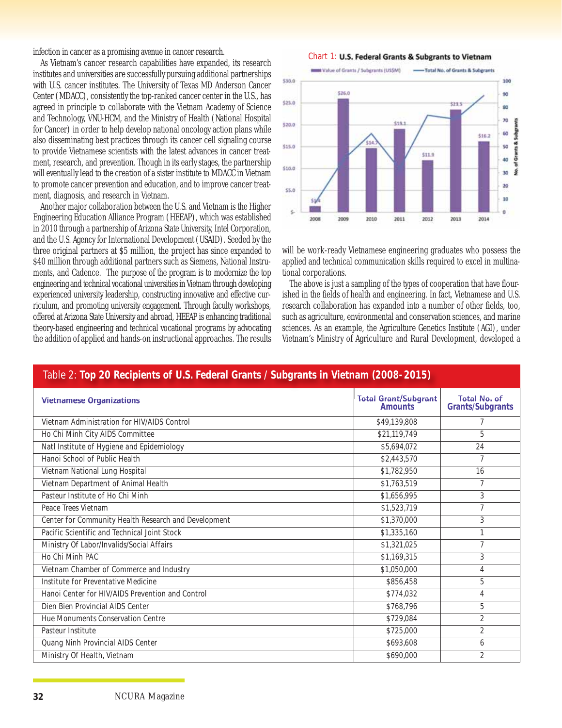infection in cancer as a promising avenue in cancer research.

As Vietnam's cancer research capabilities have expanded, its research institutes and universities are successfully pursuing additional partnerships with U.S. cancer institutes. The University of Texas MD Anderson Cancer Center (MDACC), consistently the top-ranked cancer center in the U.S., has agreed in principle to collaborate with the Vietnam Academy of Science and Technology, VNU-HCM, and the Ministry of Health (National Hospital for Cancer) in order to help develop national oncology action plans while also disseminating best practices through its cancer cell signaling course to provide Vietnamese scientists with the latest advances in cancer treatment, research, and prevention. Though in its early stages, the partnership will eventually lead to the creation of a sister institute to MDACC in Vietnam to promote cancer prevention and education, and to improve cancer treatment, diagnosis, and research in Vietnam.

Another major collaboration between the U.S. and Vietnam is the Higher Engineering Education Alliance Program (HEEAP), which was established in 2010 through a partnership of Arizona State University, Intel Corporation, and the U.S. Agency for International Development (USAID). Seeded by the three original partners at $5 million, the project has since expanded to $40 million through additional partners such as Siemens, National Instruments, and Cadence. The purpose of the program is to modernize the top engineering and technical vocational universities in Vietnam through developing experienced university leadership, constructing innovative and effective curriculum, and promoting university engagement. Through faculty workshops, offered at Arizona State University and abroad, HEEAP is enhancing traditional theory-based engineering and technical vocational programs by advocating the addition of applied and hands-on instructional approaches. The results will be work-ready Vietnamese engineering graduates who possess the applied and technical communication skills required to excel in multinational corporations.

Chart 1: **U.S. Federal Grants & Subgrants to Vietnam**

| Year | Value of Grants / Subgrants (US$M) |
|---|---|
| 2008 | $1.4 |
| 2009 | $26.0 |
| 2010 | $14.7 |
| 2011 | $19.1 |
| 2012 | $11.9 |
| 2013 | $23.5 |
| 2014 | $16.2 |

The above is just a sampling of the types of cooperation that have flourished in the fields of health and engineering. In fact, Vietnamese and U.S. research collaboration has expanded into a number of other fields, too, such as agriculture, environmental and conservation sciences, and marine sciences. As an example, the Agriculture Genetics Institute (AGI), under Vietnam's Ministry of Agriculture and Rural Development, developed a

Table 2: **Top 20 Recipients of U.S. Federal Grants / Subgrants in Vietnam (2008-2015)**

| Vietnamese Organizations | Total Grant/Subgrant Amounts | Total No. of Grants/Subgrants |
|---|---|---|
| Vietnam Administration for HIV/AIDS Control | $49,139,808 | 7 |
| Ho Chi Minh City AIDS Committee | $21,119,749 | 5 |
| Natl Institute of Hygiene and Epidemiology | $5,694,072 | 24 |
| Hanoi School of Public Health | $2,443,570 | 7 |
| Vietnam National Lung Hospital | $1,782,950 | 16 |
| Vietnam Department of Animal Health | $1,763,519 | 7 |
| Pasteur Institute of Ho Chi Minh | $1,656,995 | 3 |
| Peace Trees Vietnam | $1,523,719 | 7 |
| Center for Community Health Research and Development | $1,370,000 | 3 |
| Pacific Scientific and Technical Joint Stock | $1,335,160 | 1 |
| Ministry Of Labor/Invalids/Social Affairs | $1,321,025 | 7 |
| Ho Chi Minh PAC | $1,169,315 | 3 |
| Vietnam Chamber of Commerce and Industry | $1,050,000 | 4 |
| Institute for Preventative Medicine | $856,458 | 5 |
| Hanoi Center for HIV/AIDS Prevention and Control | $774,032 | 4 |
| Dien Bien Provincial AIDS Center | $768,796 | 5 |
| Hue Monuments Conservation Centre | $729,084 | 2 |
| Pasteur Institute | $725,000 | 2 |
| Quang Ninh Provincial AIDS Center | $693,608 | 6 |
| Ministry Of Health, Vietnam | $690,000 | 2 |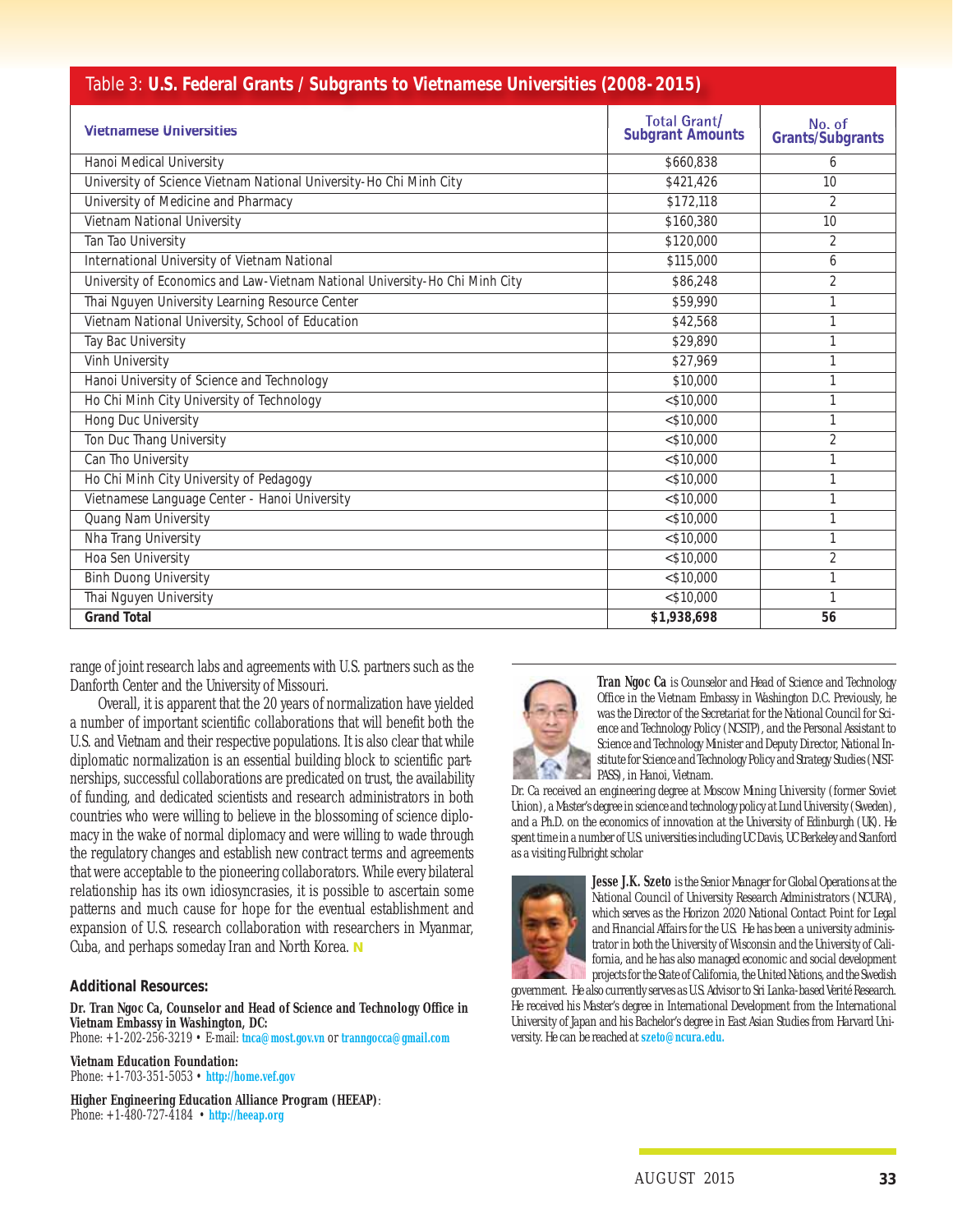## Table 3: U.S. Federal Grants / Subgrants to Vietnamese Universities (2008-2015)

| Vietnamese Universities | Total Grant/ Subgrant Amounts | No. of Grants/Subgrants |
|---|---|---|
| Hanoi Medical University | $660,838 | 6 |
| University of Science Vietnam National University-Ho Chi Minh City | $421,426 | 10 |
| University of Medicine and Pharmacy | $172,118 | 2 |
| Vietnam National University | $160,380 | 10 |
| Tan Tao University | $120,000 | 2 |
| International University of Vietnam National | $115,000 | 6 |
| University of Economics and Law-Vietnam National University-Ho Chi Minh City | $86,248 | 2 |
| Thai Nguyen University Learning Resource Center | $59,990 | 1 |
| Vietnam National University, School of Education | $42,568 | 1 |
| Tay Bac University | $29,890 | 1 |
| Vinh University | $27,969 | 1 |
| Hanoi University of Science and Technology | $10,000 | 1 |
| Ho Chi Minh City University of Technology | <$10,000 | 1 |
| Hong Duc University | <$10,000 | 1 |
| Ton Duc Thang University | <$10,000 | 2 |
| Can Tho University | <$10,000 | 1 |
| Ho Chi Minh City University of Pedagogy | <$10,000 | 1 |
| Vietnamese Language Center - Hanoi University | <$10,000 | 1 |
| Quang Nam University | <$10,000 | 1 |
| Nha Trang University | <$10,000 | 1 |
| Hoa Sen University | <$10,000 | 2 |
| Binh Duong University | <$10,000 | 1 |
| Thai Nguyen University | <$10,000 | 1 |
| **Grand Total** | **$1,938,698** | **56** |

range of joint research labs and agreements with U.S. partners such as the Danforth Center and the University of Missouri.

Overall, it is apparent that the 20 years of normalization have yielded a number of important scientific collaborations that will benefit both the U.S. and Vietnam and their respective populations. It is also clear that while diplomatic normalization is an essential building block to scientific partnerships, successful collaborations are predicated on trust, the availability of funding, and dedicated scientists and research administrators in both countries who were willing to believe in the blossoming of science diplomacy in the wake of normal diplomacy and were willing to wade through the regulatory changes and establish new contract terms and agreements that were acceptable to the pioneering collaborators. While every bilateral relationship has its own idiosyncrasies, it is possible to ascertain some patterns and much cause for hope for the eventual establishment and expansion of U.S. research collaboration with researchers in Myanmar, Cuba, and perhaps someday Iran and North Korea. N

### Additional Resources:

**Dr. Tran Ngoc Ca, Counselor and Head of Science and Technology Office in Vietnam Embassy in Washington, DC:**
Phone: +1-202-256-3219 • E-mail: tnca@most.gov.vn or tranngocca@gmail.com

**Vietnam Education Foundation:**
Phone: +1-703-351-5053 • http://home.vef.gov

**Higher Engineering Education Alliance Program (HEEAP):**
Phone: +1-480-727-4184 • http://heeap.org

**Tran Ngoc Ca** is Counselor and Head of Science and Technology Office in the Vietnam Embassy in Washington D.C. Previously, he was the Director of the Secretariat for the National Council for Science and Technology Policy (NCSTP), and the Personal Assistant to Science and Technology Minister and Deputy Director, National Institute for Science and Technology Policy and Strategy Studies (NISTPASS), in Hanoi, Vietnam.
Dr. Ca received an engineering degree at Moscow Mining University (former Soviet Union), a Master's degree in science and technology policy at Lund University (Sweden), and a Ph.D. on the economics of innovation at the University of Edinburgh (UK). He spent time in a number of U.S. universities including UC Davis, UC Berkeley and Stanford as a visiting Fulbright scholar

**Jesse J.K. Szeto** is the Senior Manager for Global Operations at the National Council of University Research Administrators (NCURA), which serves as the Horizon 2020 National Contact Point for Legal and Financial Affairs for the U.S. He has been a university administrator in both the University of Wisconsin and the University of California, and he has also managed economic and social development projects for the State of California, the United Nations, and the Swedish government. He also currently serves as U.S. Advisor to Sri Lanka-based Verité Research. He received his Master's degree in International Development from the International University of Japan and his Bachelor's degree in East Asian Studies from Harvard University. He can be reached at szeto@ncura.edu.